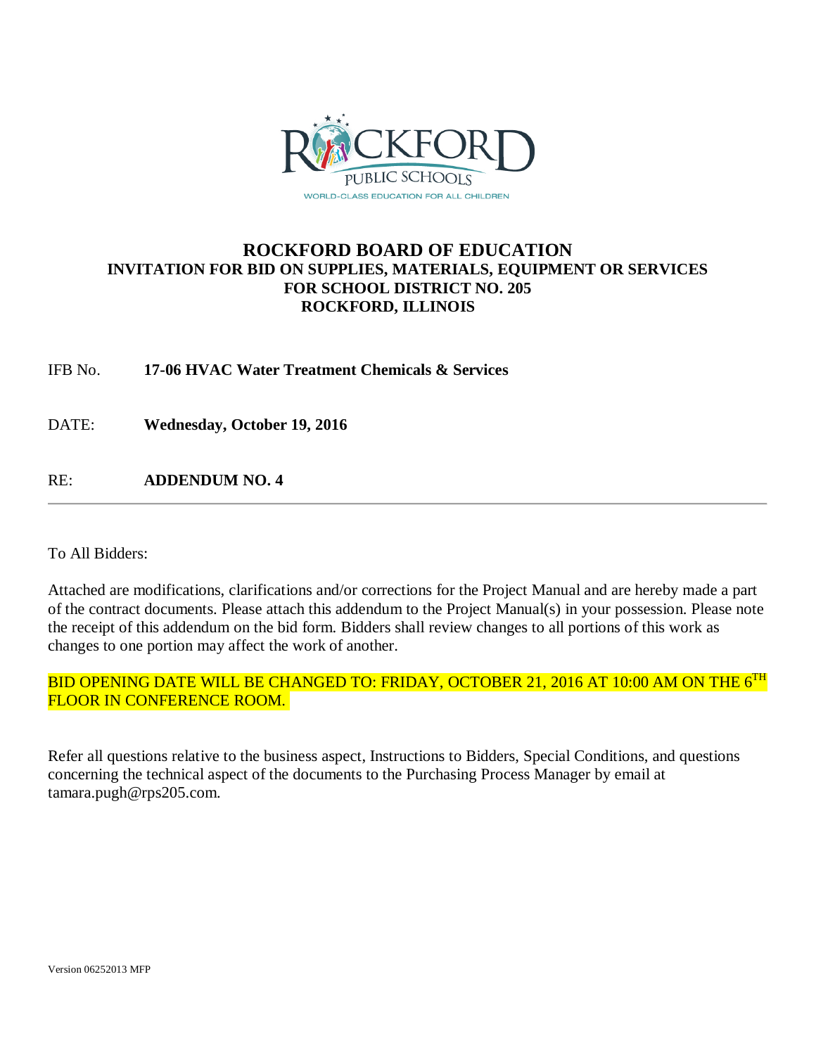**ROCKFORD BOARD OF EDUCATION**
**INVITATION FOR BID ON SUPPLIES, MATERIALS, EQUIPMENT OR SERVICES**
**FOR SCHOOL DISTRICT NO. 205**
**ROCKFORD, ILLINOIS**

IFB No. **17-06 HVAC Water Treatment Chemicals & Services**

DATE: **Wednesday, October 19, 2016**

RE: **ADDENDUM NO. 4**

---

To All Bidders:

Attached are modifications, clarifications and/or corrections for the Project Manual and are hereby made a part of the contract documents. Please attach this addendum to the Project Manual(s) in your possession. Please note the receipt of this addendum on the bid form. Bidders shall review changes to all portions of this work as changes to one portion may affect the work of another.

BID OPENING DATE WILL BE CHANGED TO: FRIDAY, OCTOBER 21, 2016 AT 10:00 AM ON THE 6TH FLOOR IN CONFERENCE ROOM.

Refer all questions relative to the business aspect, Instructions to Bidders, Special Conditions, and questions concerning the technical aspect of the documents to the Purchasing Process Manager by email at tamara.pugh@rps205.com.

Version 06252013 MFP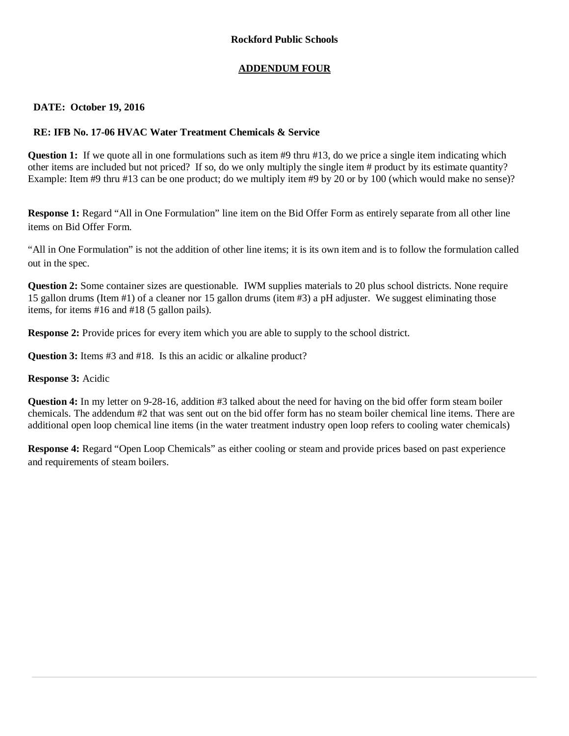**Rockford Public Schools**

## ADDENDUM FOUR

**DATE: October 19, 2016**

**RE: IFB No. 17-06 HVAC Water Treatment Chemicals & Service**

**Question 1:** If we quote all in one formulations such as item #9 thru #13, do we price a single item indicating which other items are included but not priced? If so, do we only multiply the single item # product by its estimate quantity? Example: Item #9 thru #13 can be one product; do we multiply item #9 by 20 or by 100 (which would make no sense)?

**Response 1:** Regard "All in One Formulation" line item on the Bid Offer Form as entirely separate from all other line items on Bid Offer Form.

"All in One Formulation" is not the addition of other line items; it is its own item and is to follow the formulation called out in the spec.

**Question 2:** Some container sizes are questionable. IWM supplies materials to 20 plus school districts. None require 15 gallon drums (Item #1) of a cleaner nor 15 gallon drums (item #3) a pH adjuster. We suggest eliminating those items, for items #16 and #18 (5 gallon pails).

**Response 2:** Provide prices for every item which you are able to supply to the school district.

**Question 3:** Items #3 and #18. Is this an acidic or alkaline product?

**Response 3:** Acidic

**Question 4:** In my letter on 9-28-16, addition #3 talked about the need for having on the bid offer form steam boiler chemicals. The addendum #2 that was sent out on the bid offer form has no steam boiler chemical line items. There are additional open loop chemical line items (in the water treatment industry open loop refers to cooling water chemicals)

**Response 4:** Regard "Open Loop Chemicals" as either cooling or steam and provide prices based on past experience and requirements of steam boilers.